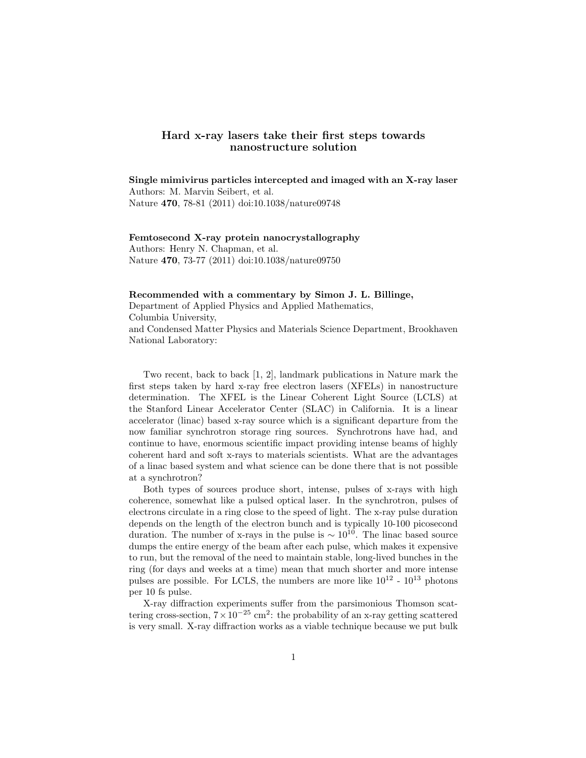# Hard x-ray lasers take their first steps towards nanostructure solution

**Single mimivirus particles intercepted and imaged with an X-ray laser**
Authors: M. Marvin Seibert, et al.
Nature **470**, 78-81 (2011) doi:10.1038/nature09748

**Femtosecond X-ray protein nanocrystallography**
Authors: Henry N. Chapman, et al.
Nature **470**, 73-77 (2011) doi:10.1038/nature09750

**Recommended with a commentary by Simon J. L. Billinge,**
Department of Applied Physics and Applied Mathematics,
Columbia University,
and Condensed Matter Physics and Materials Science Department, Brookhaven National Laboratory:

Two recent, back to back [1, 2], landmark publications in Nature mark the first steps taken by hard x-ray free electron lasers (XFELs) in nanostructure determination. The XFEL is the Linear Coherent Light Source (LCLS) at the Stanford Linear Accelerator Center (SLAC) in California. It is a linear accelerator (linac) based x-ray source which is a significant departure from the now familiar synchrotron storage ring sources. Synchrotrons have had, and continue to have, enormous scientific impact providing intense beams of highly coherent hard and soft x-rays to materials scientists. What are the advantages of a linac based system and what science can be done there that is not possible at a synchrotron?

Both types of sources produce short, intense, pulses of x-rays with high coherence, somewhat like a pulsed optical laser. In the synchrotron, pulses of electrons circulate in a ring close to the speed of light. The x-ray pulse duration depends on the length of the electron bunch and is typically 10-100 picosecond duration. The number of x-rays in the pulse is $\sim 10^{10}$. The linac based source dumps the entire energy of the beam after each pulse, which makes it expensive to run, but the removal of the need to maintain stable, long-lived bunches in the ring (for days and weeks at a time) mean that much shorter and more intense pulses are possible. For LCLS, the numbers are more like $10^{12}$ - $10^{13}$ photons per 10 fs pulse.

X-ray diffraction experiments suffer from the parsimonious Thomson scattering cross-section, $7 \times 10^{-25}$ cm$^2$: the probability of an x-ray getting scattered is very small. X-ray diffraction works as a viable technique because we put bulk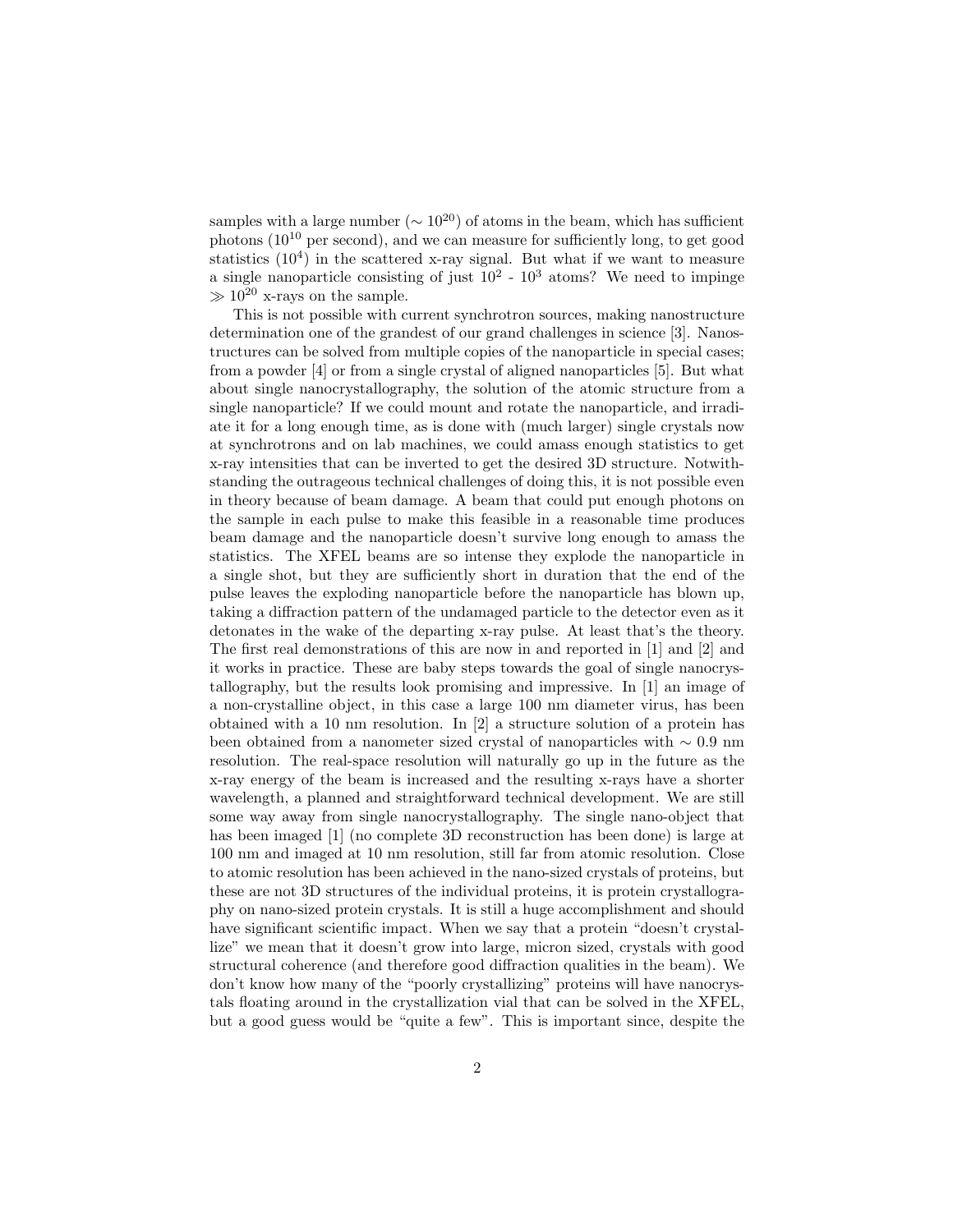samples with a large number ($\sim 10^{20}$) of atoms in the beam, which has sufficient photons ($10^{10}$ per second), and we can measure for sufficiently long, to get good statistics ($10^4$) in the scattered x-ray signal. But what if we want to measure a single nanoparticle consisting of just $10^2$ - $10^3$ atoms? We need to impinge $\gg 10^{20}$ x-rays on the sample.

This is not possible with current synchrotron sources, making nanostructure determination one of the grandest of our grand challenges in science [3]. Nanostructures can be solved from multiple copies of the nanoparticle in special cases; from a powder [4] or from a single crystal of aligned nanoparticles [5]. But what about single nanocrystallography, the solution of the atomic structure from a single nanoparticle? If we could mount and rotate the nanoparticle, and irradiate it for a long enough time, as is done with (much larger) single crystals now at synchrotrons and on lab machines, we could amass enough statistics to get x-ray intensities that can be inverted to get the desired 3D structure. Notwithstanding the outrageous technical challenges of doing this, it is not possible even in theory because of beam damage. A beam that could put enough photons on the sample in each pulse to make this feasible in a reasonable time produces beam damage and the nanoparticle doesn't survive long enough to amass the statistics. The XFEL beams are so intense they explode the nanoparticle in a single shot, but they are sufficiently short in duration that the end of the pulse leaves the exploding nanoparticle before the nanoparticle has blown up, taking a diffraction pattern of the undamaged particle to the detector even as it detonates in the wake of the departing x-ray pulse. At least that's the theory. The first real demonstrations of this are now in and reported in [1] and [2] and it works in practice. These are baby steps towards the goal of single nanocrystallography, but the results look promising and impressive. In [1] an image of a non-crystalline object, in this case a large 100 nm diameter virus, has been obtained with a 10 nm resolution. In [2] a structure solution of a protein has been obtained from a nanometer sized crystal of nanoparticles with $\sim 0.9$ nm resolution. The real-space resolution will naturally go up in the future as the x-ray energy of the beam is increased and the resulting x-rays have a shorter wavelength, a planned and straightforward technical development. We are still some way away from single nanocrystallography. The single nano-object that has been imaged [1] (no complete 3D reconstruction has been done) is large at 100 nm and imaged at 10 nm resolution, still far from atomic resolution. Close to atomic resolution has been achieved in the nano-sized crystals of proteins, but these are not 3D structures of the individual proteins, it is protein crystallography on nano-sized protein crystals. It is still a huge accomplishment and should have significant scientific impact. When we say that a protein "doesn't crystallize" we mean that it doesn't grow into large, micron sized, crystals with good structural coherence (and therefore good diffraction qualities in the beam). We don't know how many of the "poorly crystallizing" proteins will have nanocrystals floating around in the crystallization vial that can be solved in the XFEL, but a good guess would be "quite a few". This is important since, despite the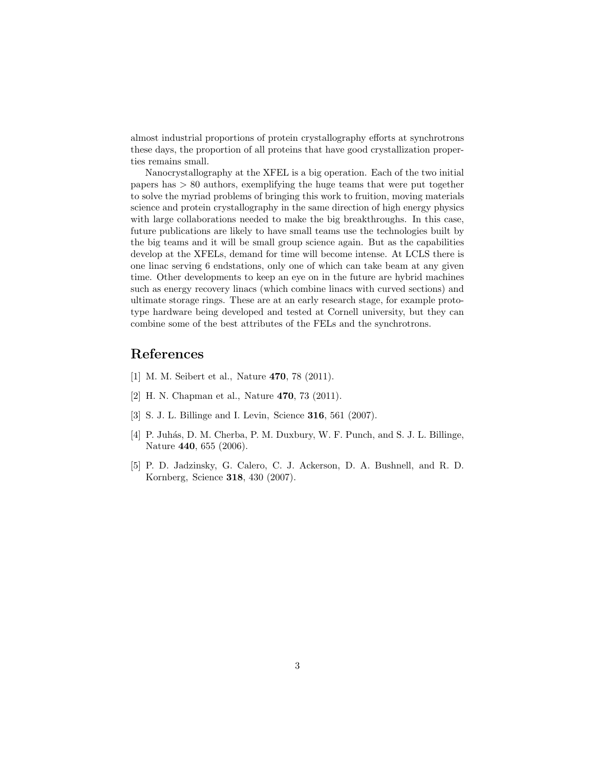almost industrial proportions of protein crystallography efforts at synchrotrons these days, the proportion of all proteins that have good crystallization properties remains small.

Nanocrystallography at the XFEL is a big operation. Each of the two initial papers has $> 80$ authors, exemplifying the huge teams that were put together to solve the myriad problems of bringing this work to fruition, moving materials science and protein crystallography in the same direction of high energy physics with large collaborations needed to make the big breakthroughs. In this case, future publications are likely to have small teams use the technologies built by the big teams and it will be small group science again. But as the capabilities develop at the XFELs, demand for time will become intense. At LCLS there is one linac serving 6 endstations, only one of which can take beam at any given time. Other developments to keep an eye on in the future are hybrid machines such as energy recovery linacs (which combine linacs with curved sections) and ultimate storage rings. These are at an early research stage, for example prototype hardware being developed and tested at Cornell university, but they can combine some of the best attributes of the FELs and the synchrotrons.

## References

[1] M. M. Seibert et al., Nature **470**, 78 (2011).

[2] H. N. Chapman et al., Nature **470**, 73 (2011).

[3] S. J. L. Billinge and I. Levin, Science **316**, 561 (2007).

[4] P. Juhás, D. M. Cherba, P. M. Duxbury, W. F. Punch, and S. J. L. Billinge, Nature **440**, 655 (2006).

[5] P. D. Jadzinsky, G. Calero, C. J. Ackerson, D. A. Bushnell, and R. D. Kornberg, Science **318**, 430 (2007).